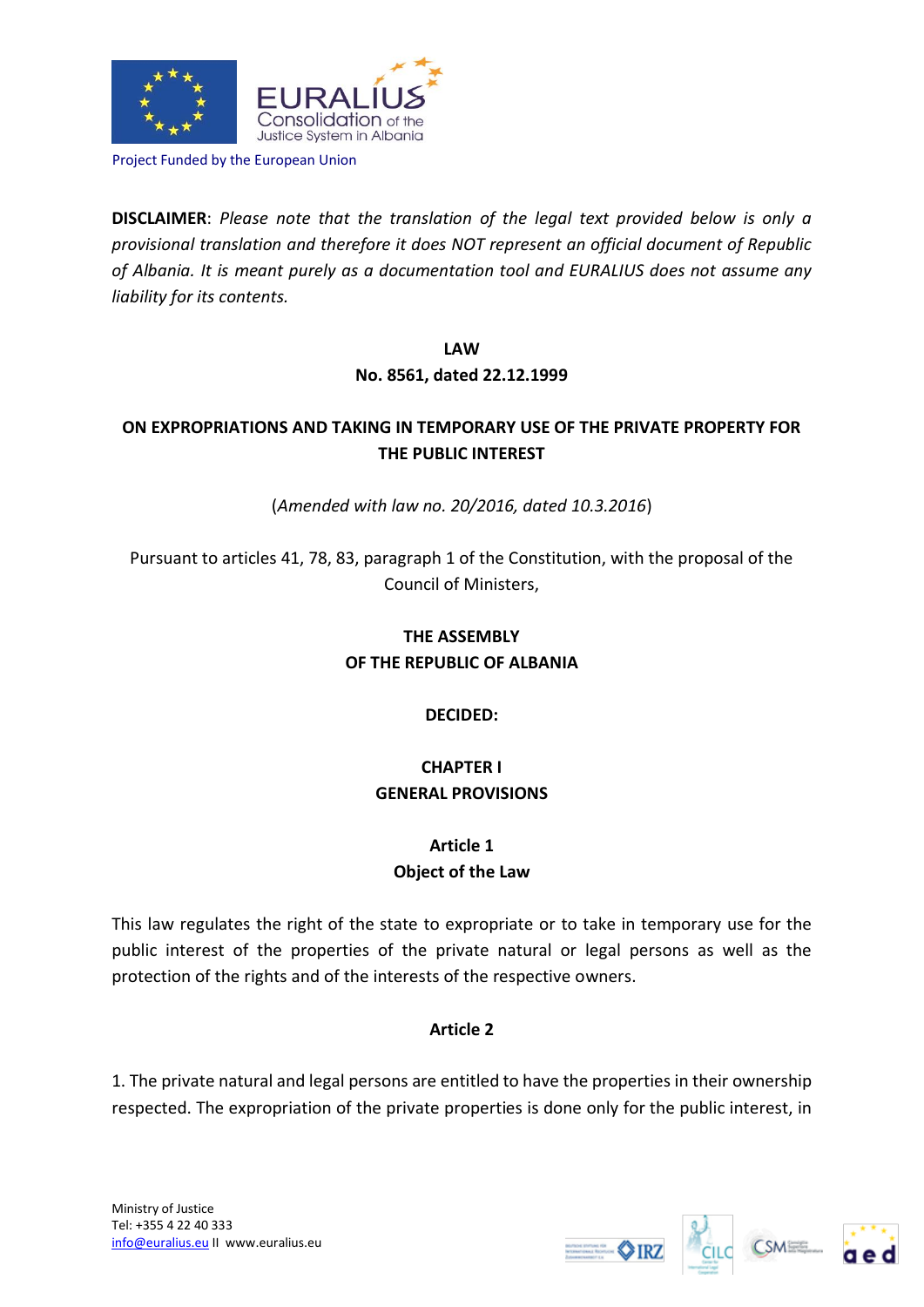Project Funded by the European Union

**DISCLAIMER**: *Please note that the translation of the legal text provided below is only a provisional translation and therefore it does NOT represent an official document of Republic of Albania. It is meant purely as a documentation tool and EURALIUS does not assume any liability for its contents.*

# LAW
## No. 8561, dated 22.12.1999

## ON EXPROPRIATIONS AND TAKING IN TEMPORARY USE OF THE PRIVATE PROPERTY FOR THE PUBLIC INTEREST

(*Amended with law no. 20/2016, dated 10.3.2016*)

Pursuant to articles 41, 78, 83, paragraph 1 of the Constitution, with the proposal of the Council of Ministers,

**THE ASSEMBLY**
**OF THE REPUBLIC OF ALBANIA**

**DECIDED:**

## CHAPTER I
## GENERAL PROVISIONS

### Article 1
### Object of the Law

This law regulates the right of the state to expropriate or to take in temporary use for the public interest of the properties of the private natural or legal persons as well as the protection of the rights and of the interests of the respective owners.

### Article 2

1. The private natural and legal persons are entitled to have the properties in their ownership respected. The expropriation of the private properties is done only for the public interest, in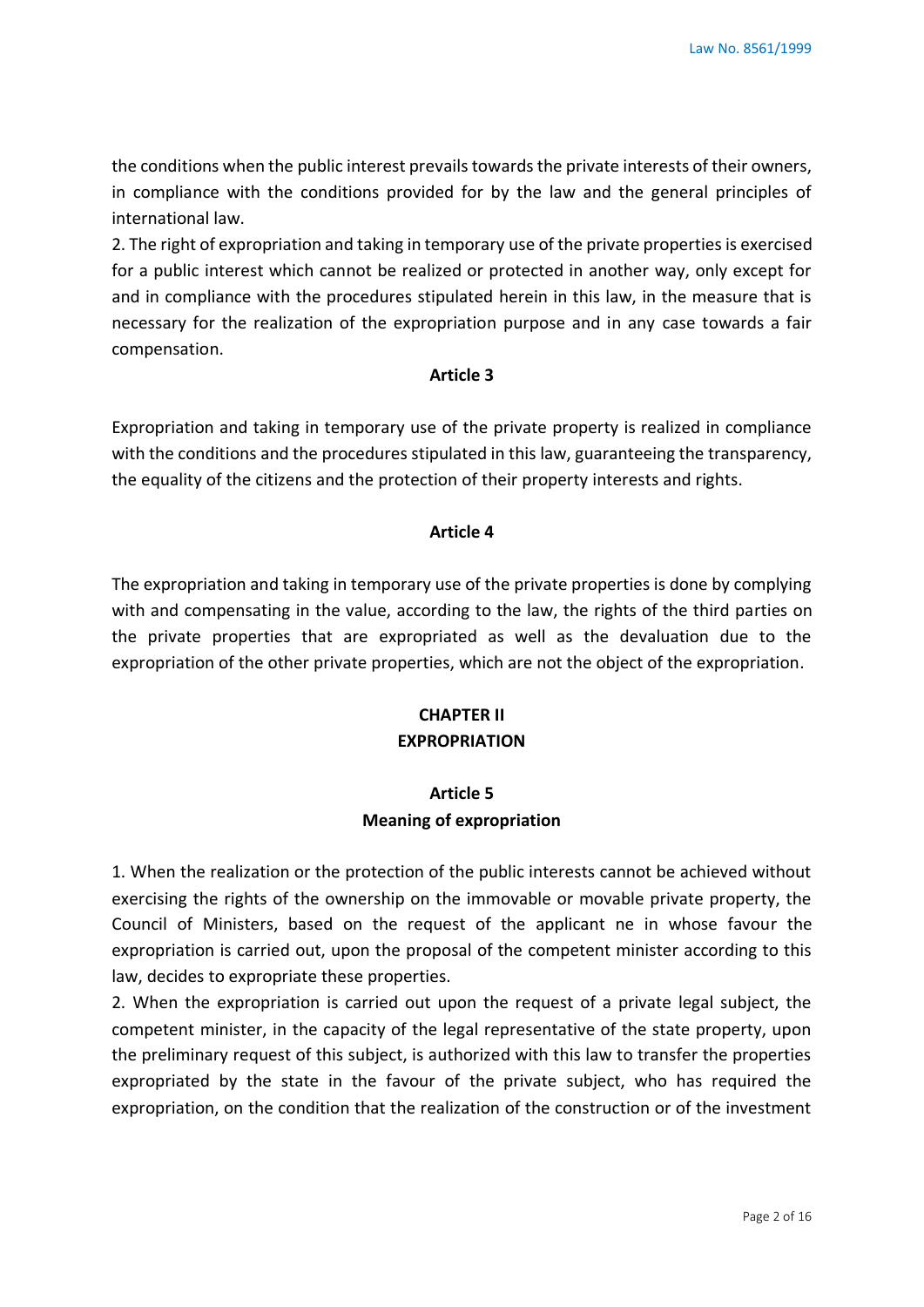the conditions when the public interest prevails towards the private interests of their owners, in compliance with the conditions provided for by the law and the general principles of international law.

2. The right of expropriation and taking in temporary use of the private properties is exercised for a public interest which cannot be realized or protected in another way, only except for and in compliance with the procedures stipulated herein in this law, in the measure that is necessary for the realization of the expropriation purpose and in any case towards a fair compensation.

**Article 3**

Expropriation and taking in temporary use of the private property is realized in compliance with the conditions and the procedures stipulated in this law, guaranteeing the transparency, the equality of the citizens and the protection of their property interests and rights.

**Article 4**

The expropriation and taking in temporary use of the private properties is done by complying with and compensating in the value, according to the law, the rights of the third parties on the private properties that are expropriated as well as the devaluation due to the expropriation of the other private properties, which are not the object of the expropriation.

## CHAPTER II
## EXPROPRIATION

### Article 5
### Meaning of expropriation

1. When the realization or the protection of the public interests cannot be achieved without exercising the rights of the ownership on the immovable or movable private property, the Council of Ministers, based on the request of the applicant ne in whose favour the expropriation is carried out, upon the proposal of the competent minister according to this law, decides to expropriate these properties.

2. When the expropriation is carried out upon the request of a private legal subject, the competent minister, in the capacity of the legal representative of the state property, upon the preliminary request of this subject, is authorized with this law to transfer the properties expropriated by the state in the favour of the private subject, who has required the expropriation, on the condition that the realization of the construction or of the investment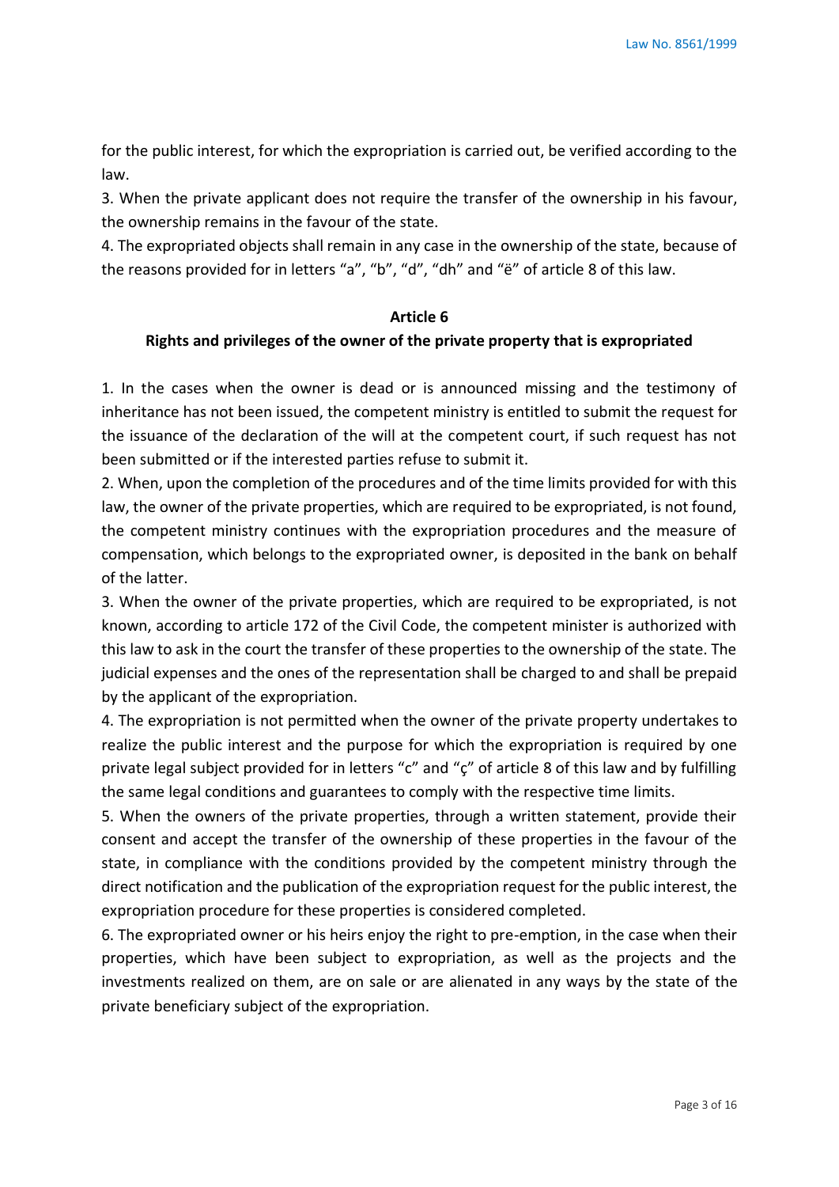for the public interest, for which the expropriation is carried out, be verified according to the law.

3. When the private applicant does not require the transfer of the ownership in his favour, the ownership remains in the favour of the state.

4. The expropriated objects shall remain in any case in the ownership of the state, because of the reasons provided for in letters "a", "b", "d", "dh" and "ë" of article 8 of this law.

**Article 6**

**Rights and privileges of the owner of the private property that is expropriated**

1. In the cases when the owner is dead or is announced missing and the testimony of inheritance has not been issued, the competent ministry is entitled to submit the request for the issuance of the declaration of the will at the competent court, if such request has not been submitted or if the interested parties refuse to submit it.

2. When, upon the completion of the procedures and of the time limits provided for with this law, the owner of the private properties, which are required to be expropriated, is not found, the competent ministry continues with the expropriation procedures and the measure of compensation, which belongs to the expropriated owner, is deposited in the bank on behalf of the latter.

3. When the owner of the private properties, which are required to be expropriated, is not known, according to article 172 of the Civil Code, the competent minister is authorized with this law to ask in the court the transfer of these properties to the ownership of the state. The judicial expenses and the ones of the representation shall be charged to and shall be prepaid by the applicant of the expropriation.

4. The expropriation is not permitted when the owner of the private property undertakes to realize the public interest and the purpose for which the expropriation is required by one private legal subject provided for in letters "c" and "ç" of article 8 of this law and by fulfilling the same legal conditions and guarantees to comply with the respective time limits.

5. When the owners of the private properties, through a written statement, provide their consent and accept the transfer of the ownership of these properties in the favour of the state, in compliance with the conditions provided by the competent ministry through the direct notification and the publication of the expropriation request for the public interest, the expropriation procedure for these properties is considered completed.

6. The expropriated owner or his heirs enjoy the right to pre-emption, in the case when their properties, which have been subject to expropriation, as well as the projects and the investments realized on them, are on sale or are alienated in any ways by the state of the private beneficiary subject of the expropriation.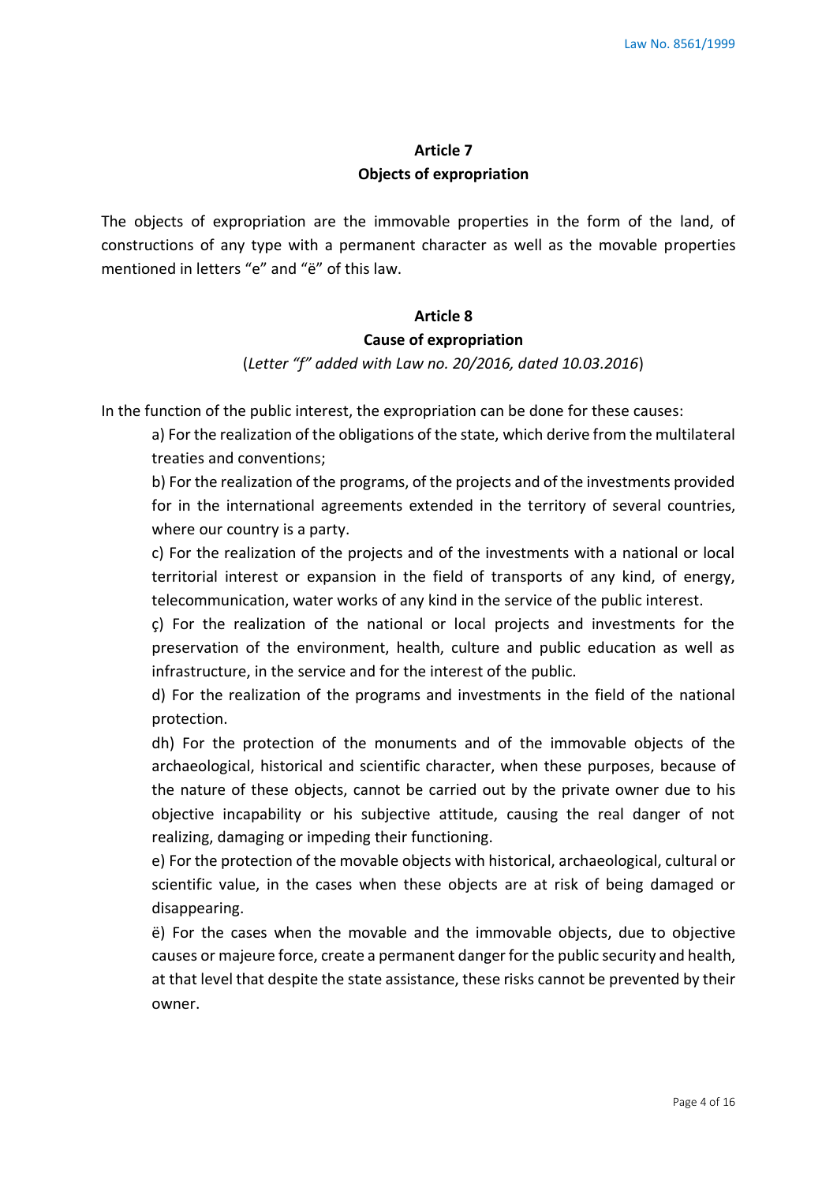## Article 7
## Objects of expropriation

The objects of expropriation are the immovable properties in the form of the land, of constructions of any type with a permanent character as well as the movable properties mentioned in letters "e" and "ë" of this law.

## Article 8
## Cause of expropriation

(*Letter "f" added with Law no. 20/2016, dated 10.03.2016*)

In the function of the public interest, the expropriation can be done for these causes:

a) For the realization of the obligations of the state, which derive from the multilateral treaties and conventions;

b) For the realization of the programs, of the projects and of the investments provided for in the international agreements extended in the territory of several countries, where our country is a party.

c) For the realization of the projects and of the investments with a national or local territorial interest or expansion in the field of transports of any kind, of energy, telecommunication, water works of any kind in the service of the public interest.

ç) For the realization of the national or local projects and investments for the preservation of the environment, health, culture and public education as well as infrastructure, in the service and for the interest of the public.

d) For the realization of the programs and investments in the field of the national protection.

dh) For the protection of the monuments and of the immovable objects of the archaeological, historical and scientific character, when these purposes, because of the nature of these objects, cannot be carried out by the private owner due to his objective incapability or his subjective attitude, causing the real danger of not realizing, damaging or impeding their functioning.

e) For the protection of the movable objects with historical, archaeological, cultural or scientific value, in the cases when these objects are at risk of being damaged or disappearing.

ë) For the cases when the movable and the immovable objects, due to objective causes or majeure force, create a permanent danger for the public security and health, at that level that despite the state assistance, these risks cannot be prevented by their owner.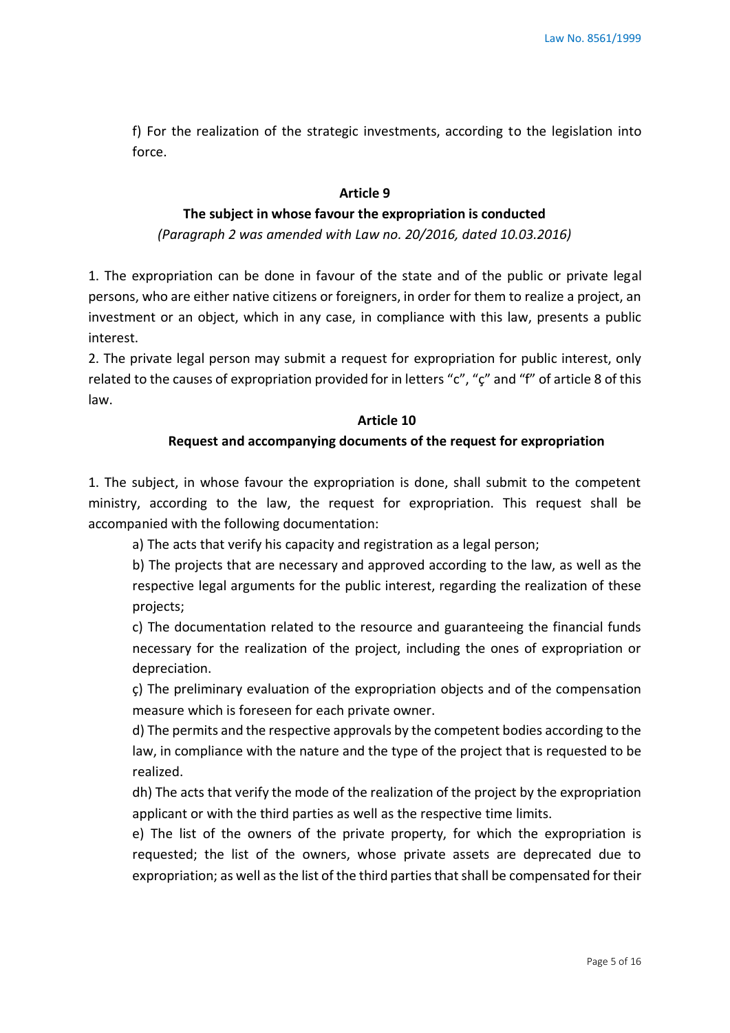f) For the realization of the strategic investments, according to the legislation into force.

### Article 9

### The subject in whose favour the expropriation is conducted

*(Paragraph 2 was amended with Law no. 20/2016, dated 10.03.2016)*

1. The expropriation can be done in favour of the state and of the public or private legal persons, who are either native citizens or foreigners, in order for them to realize a project, an investment or an object, which in any case, in compliance with this law, presents a public interest.
2. The private legal person may submit a request for expropriation for public interest, only related to the causes of expropriation provided for in letters "c", "ç" and "f" of article 8 of this law.

### Article 10

### Request and accompanying documents of the request for expropriation

1. The subject, in whose favour the expropriation is done, shall submit to the competent ministry, according to the law, the request for expropriation. This request shall be accompanied with the following documentation:

   a) The acts that verify his capacity and registration as a legal person;

   b) The projects that are necessary and approved according to the law, as well as the respective legal arguments for the public interest, regarding the realization of these projects;

   c) The documentation related to the resource and guaranteeing the financial funds necessary for the realization of the project, including the ones of expropriation or depreciation.

   ç) The preliminary evaluation of the expropriation objects and of the compensation measure which is foreseen for each private owner.

   d) The permits and the respective approvals by the competent bodies according to the law, in compliance with the nature and the type of the project that is requested to be realized.

   dh) The acts that verify the mode of the realization of the project by the expropriation applicant or with the third parties as well as the respective time limits.

   e) The list of the owners of the private property, for which the expropriation is requested; the list of the owners, whose private assets are deprecated due to expropriation; as well as the list of the third parties that shall be compensated for their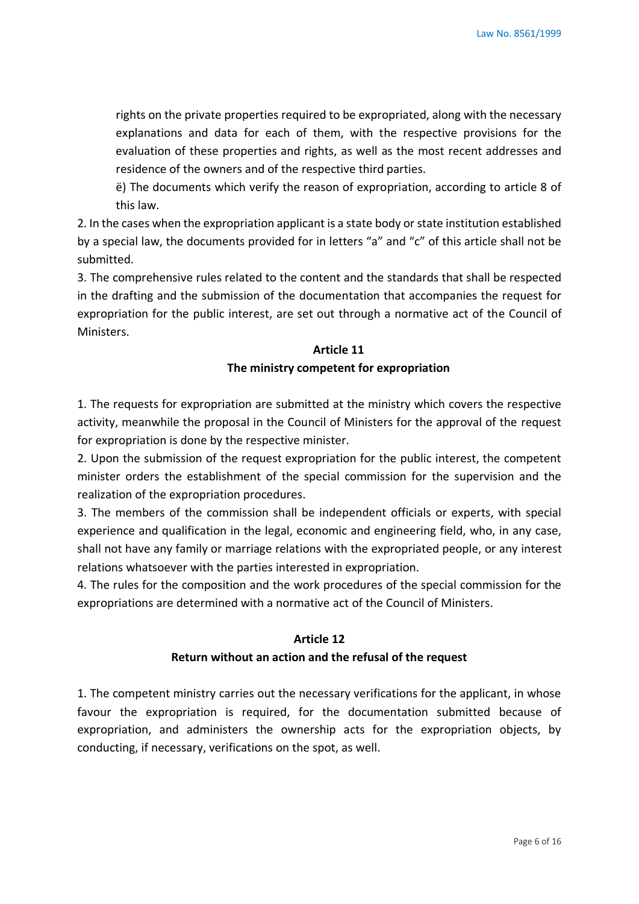rights on the private properties required to be expropriated, along with the necessary explanations and data for each of them, with the respective provisions for the evaluation of these properties and rights, as well as the most recent addresses and residence of the owners and of the respective third parties.

ë) The documents which verify the reason of expropriation, according to article 8 of this law.

2. In the cases when the expropriation applicant is a state body or state institution established by a special law, the documents provided for in letters “a” and “c” of this article shall not be submitted.

3. The comprehensive rules related to the content and the standards that shall be respected in the drafting and the submission of the documentation that accompanies the request for expropriation for the public interest, are set out through a normative act of the Council of Ministers.

## Article 11
## The ministry competent for expropriation

1. The requests for expropriation are submitted at the ministry which covers the respective activity, meanwhile the proposal in the Council of Ministers for the approval of the request for expropriation is done by the respective minister.

2. Upon the submission of the request expropriation for the public interest, the competent minister orders the establishment of the special commission for the supervision and the realization of the expropriation procedures.

3. The members of the commission shall be independent officials or experts, with special experience and qualification in the legal, economic and engineering field, who, in any case, shall not have any family or marriage relations with the expropriated people, or any interest relations whatsoever with the parties interested in expropriation.

4. The rules for the composition and the work procedures of the special commission for the expropriations are determined with a normative act of the Council of Ministers.

## Article 12
## Return without an action and the refusal of the request

1. The competent ministry carries out the necessary verifications for the applicant, in whose favour the expropriation is required, for the documentation submitted because of expropriation, and administers the ownership acts for the expropriation objects, by conducting, if necessary, verifications on the spot, as well.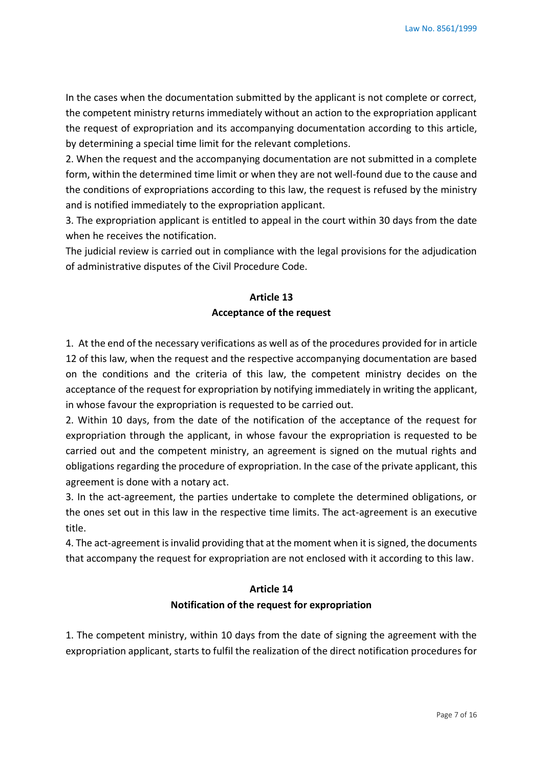In the cases when the documentation submitted by the applicant is not complete or correct, the competent ministry returns immediately without an action to the expropriation applicant the request of expropriation and its accompanying documentation according to this article, by determining a special time limit for the relevant completions.

2. When the request and the accompanying documentation are not submitted in a complete form, within the determined time limit or when they are not well-found due to the cause and the conditions of expropriations according to this law, the request is refused by the ministry and is notified immediately to the expropriation applicant.

3. The expropriation applicant is entitled to appeal in the court within 30 days from the date when he receives the notification.

The judicial review is carried out in compliance with the legal provisions for the adjudication of administrative disputes of the Civil Procedure Code.

### Article 13
### Acceptance of the request

1. At the end of the necessary verifications as well as of the procedures provided for in article 12 of this law, when the request and the respective accompanying documentation are based on the conditions and the criteria of this law, the competent ministry decides on the acceptance of the request for expropriation by notifying immediately in writing the applicant, in whose favour the expropriation is requested to be carried out.

2. Within 10 days, from the date of the notification of the acceptance of the request for expropriation through the applicant, in whose favour the expropriation is requested to be carried out and the competent ministry, an agreement is signed on the mutual rights and obligations regarding the procedure of expropriation. In the case of the private applicant, this agreement is done with a notary act.

3. In the act-agreement, the parties undertake to complete the determined obligations, or the ones set out in this law in the respective time limits. The act-agreement is an executive title.

4. The act-agreement is invalid providing that at the moment when it is signed, the documents that accompany the request for expropriation are not enclosed with it according to this law.

### Article 14
### Notification of the request for expropriation

1. The competent ministry, within 10 days from the date of signing the agreement with the expropriation applicant, starts to fulfil the realization of the direct notification procedures for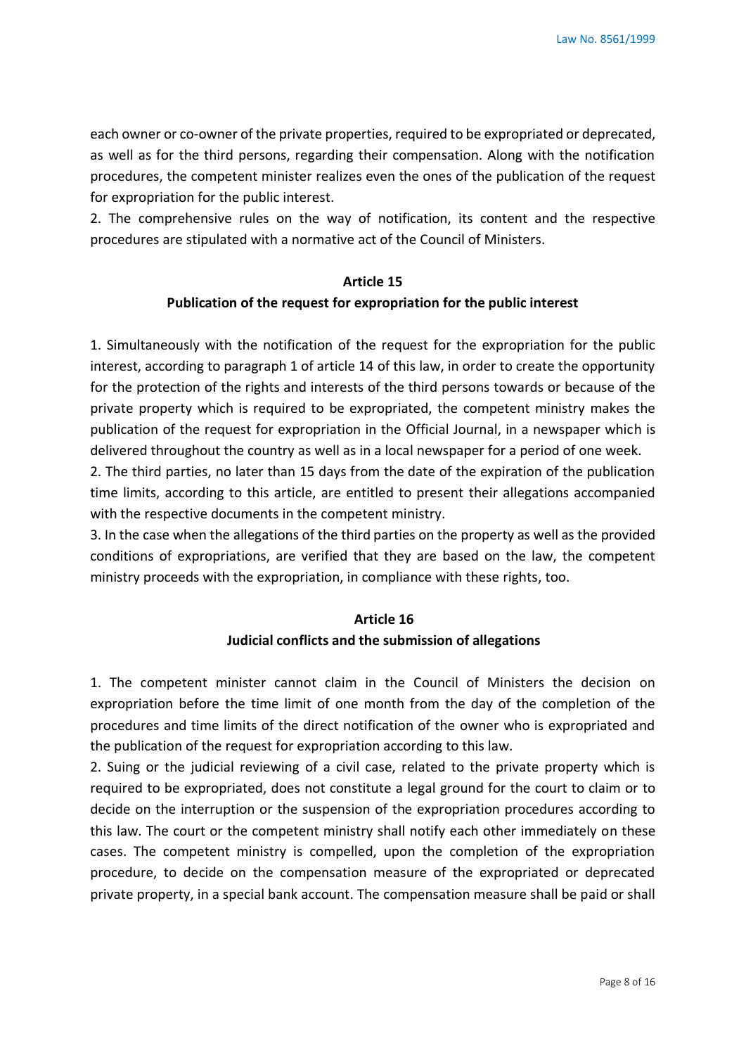each owner or co-owner of the private properties, required to be expropriated or deprecated, as well as for the third persons, regarding their compensation. Along with the notification procedures, the competent minister realizes even the ones of the publication of the request for expropriation for the public interest.

2. The comprehensive rules on the way of notification, its content and the respective procedures are stipulated with a normative act of the Council of Ministers.

### Article 15
### Publication of the request for expropriation for the public interest

1. Simultaneously with the notification of the request for the expropriation for the public interest, according to paragraph 1 of article 14 of this law, in order to create the opportunity for the protection of the rights and interests of the third persons towards or because of the private property which is required to be expropriated, the competent ministry makes the publication of the request for expropriation in the Official Journal, in a newspaper which is delivered throughout the country as well as in a local newspaper for a period of one week.

2. The third parties, no later than 15 days from the date of the expiration of the publication time limits, according to this article, are entitled to present their allegations accompanied with the respective documents in the competent ministry.

3. In the case when the allegations of the third parties on the property as well as the provided conditions of expropriations, are verified that they are based on the law, the competent ministry proceeds with the expropriation, in compliance with these rights, too.

### Article 16
### Judicial conflicts and the submission of allegations

1. The competent minister cannot claim in the Council of Ministers the decision on expropriation before the time limit of one month from the day of the completion of the procedures and time limits of the direct notification of the owner who is expropriated and the publication of the request for expropriation according to this law.

2. Suing or the judicial reviewing of a civil case, related to the private property which is required to be expropriated, does not constitute a legal ground for the court to claim or to decide on the interruption or the suspension of the expropriation procedures according to this law. The court or the competent ministry shall notify each other immediately on these cases. The competent ministry is compelled, upon the completion of the expropriation procedure, to decide on the compensation measure of the expropriated or deprecated private property, in a special bank account. The compensation measure shall be paid or shall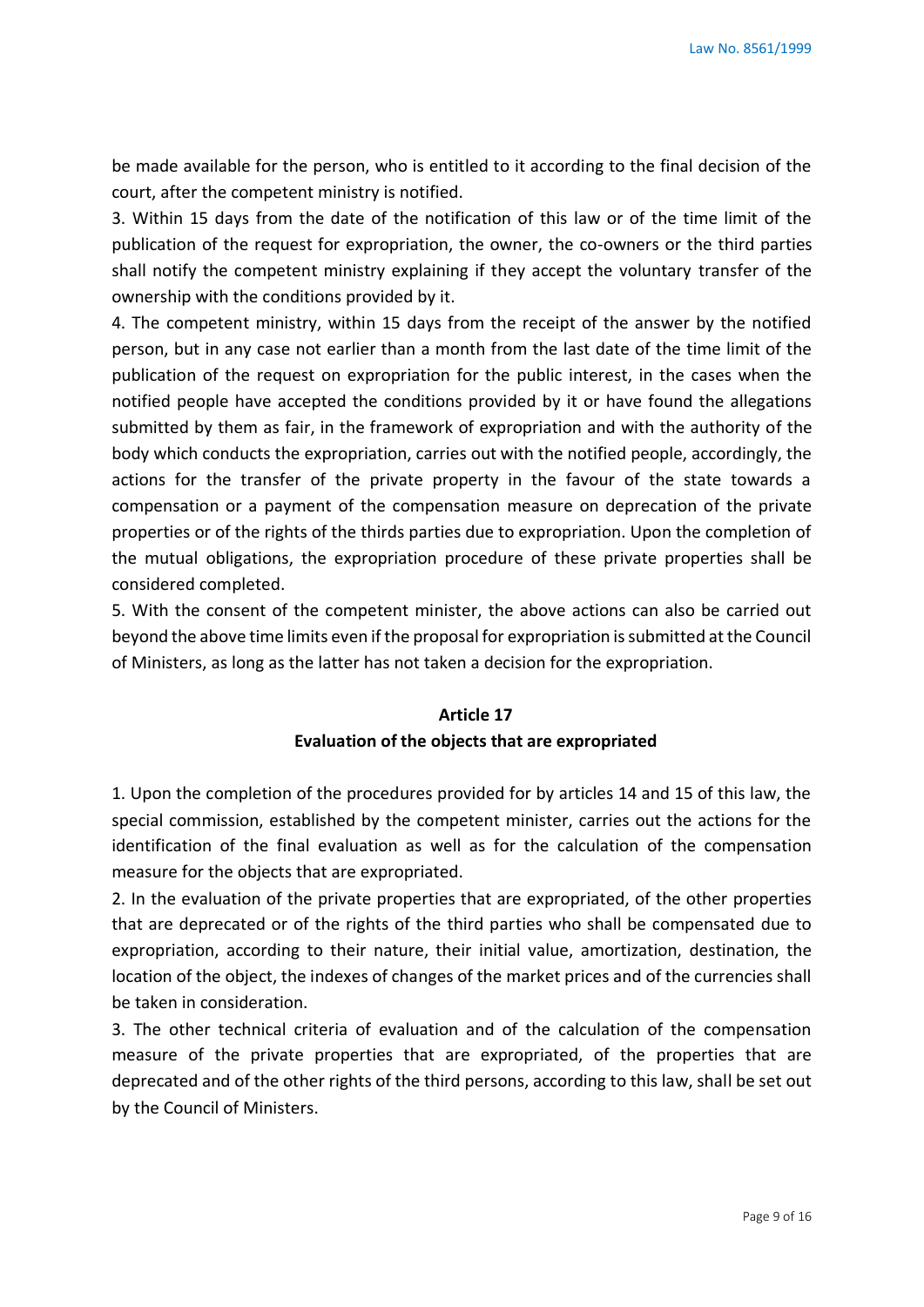be made available for the person, who is entitled to it according to the final decision of the court, after the competent ministry is notified.

3. Within 15 days from the date of the notification of this law or of the time limit of the publication of the request for expropriation, the owner, the co-owners or the third parties shall notify the competent ministry explaining if they accept the voluntary transfer of the ownership with the conditions provided by it.

4. The competent ministry, within 15 days from the receipt of the answer by the notified person, but in any case not earlier than a month from the last date of the time limit of the publication of the request on expropriation for the public interest, in the cases when the notified people have accepted the conditions provided by it or have found the allegations submitted by them as fair, in the framework of expropriation and with the authority of the body which conducts the expropriation, carries out with the notified people, accordingly, the actions for the transfer of the private property in the favour of the state towards a compensation or a payment of the compensation measure on deprecation of the private properties or of the rights of the thirds parties due to expropriation. Upon the completion of the mutual obligations, the expropriation procedure of these private properties shall be considered completed.

5. With the consent of the competent minister, the above actions can also be carried out beyond the above time limits even if the proposal for expropriation is submitted at the Council of Ministers, as long as the latter has not taken a decision for the expropriation.

### Article 17
### Evaluation of the objects that are expropriated

1. Upon the completion of the procedures provided for by articles 14 and 15 of this law, the special commission, established by the competent minister, carries out the actions for the identification of the final evaluation as well as for the calculation of the compensation measure for the objects that are expropriated.

2. In the evaluation of the private properties that are expropriated, of the other properties that are deprecated or of the rights of the third parties who shall be compensated due to expropriation, according to their nature, their initial value, amortization, destination, the location of the object, the indexes of changes of the market prices and of the currencies shall be taken in consideration.

3. The other technical criteria of evaluation and of the calculation of the compensation measure of the private properties that are expropriated, of the properties that are deprecated and of the other rights of the third persons, according to this law, shall be set out by the Council of Ministers.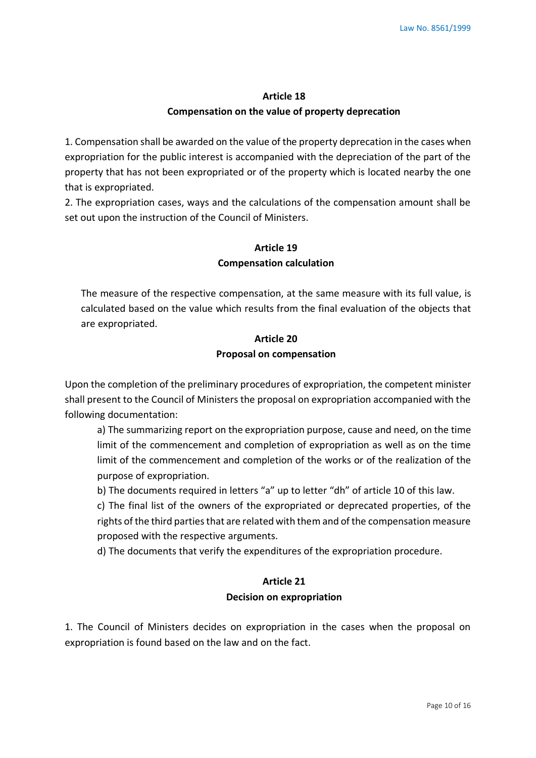### Article 18
### Compensation on the value of property deprecation

1. Compensation shall be awarded on the value of the property deprecation in the cases when expropriation for the public interest is accompanied with the depreciation of the part of the property that has not been expropriated or of the property which is located nearby the one that is expropriated.
2. The expropriation cases, ways and the calculations of the compensation amount shall be set out upon the instruction of the Council of Ministers.

### Article 19
### Compensation calculation

The measure of the respective compensation, at the same measure with its full value, is calculated based on the value which results from the final evaluation of the objects that are expropriated.

### Article 20
### Proposal on compensation

Upon the completion of the preliminary procedures of expropriation, the competent minister shall present to the Council of Ministers the proposal on expropriation accompanied with the following documentation:

a) The summarizing report on the expropriation purpose, cause and need, on the time limit of the commencement and completion of expropriation as well as on the time limit of the commencement and completion of the works or of the realization of the purpose of expropriation.

b) The documents required in letters "a" up to letter "dh" of article 10 of this law.

c) The final list of the owners of the expropriated or deprecated properties, of the rights of the third parties that are related with them and of the compensation measure proposed with the respective arguments.

d) The documents that verify the expenditures of the expropriation procedure.

### Article 21
### Decision on expropriation

1. The Council of Ministers decides on expropriation in the cases when the proposal on expropriation is found based on the law and on the fact.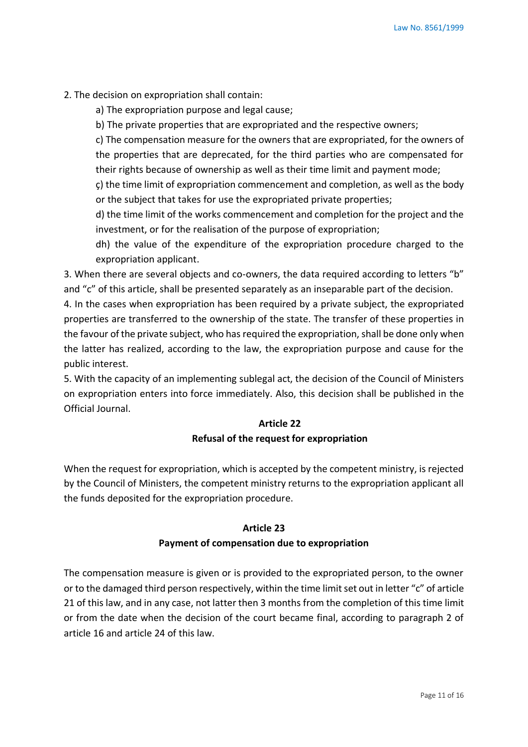2. The decision on expropriation shall contain:

a) The expropriation purpose and legal cause;

b) The private properties that are expropriated and the respective owners;

c) The compensation measure for the owners that are expropriated, for the owners of the properties that are deprecated, for the third parties who are compensated for their rights because of ownership as well as their time limit and payment mode;

ç) the time limit of expropriation commencement and completion, as well as the body or the subject that takes for use the expropriated private properties;

d) the time limit of the works commencement and completion for the project and the investment, or for the realisation of the purpose of expropriation;

dh) the value of the expenditure of the expropriation procedure charged to the expropriation applicant.

3. When there are several objects and co-owners, the data required according to letters "b" and "c" of this article, shall be presented separately as an inseparable part of the decision.

4. In the cases when expropriation has been required by a private subject, the expropriated properties are transferred to the ownership of the state. The transfer of these properties in the favour of the private subject, who has required the expropriation, shall be done only when the latter has realized, according to the law, the expropriation purpose and cause for the public interest.

5. With the capacity of an implementing sublegal act, the decision of the Council of Ministers on expropriation enters into force immediately. Also, this decision shall be published in the Official Journal.

## Article 22
## Refusal of the request for expropriation

When the request for expropriation, which is accepted by the competent ministry, is rejected by the Council of Ministers, the competent ministry returns to the expropriation applicant all the funds deposited for the expropriation procedure.

## Article 23
## Payment of compensation due to expropriation

The compensation measure is given or is provided to the expropriated person, to the owner or to the damaged third person respectively, within the time limit set out in letter "c" of article 21 of this law, and in any case, not latter then 3 months from the completion of this time limit or from the date when the decision of the court became final, according to paragraph 2 of article 16 and article 24 of this law.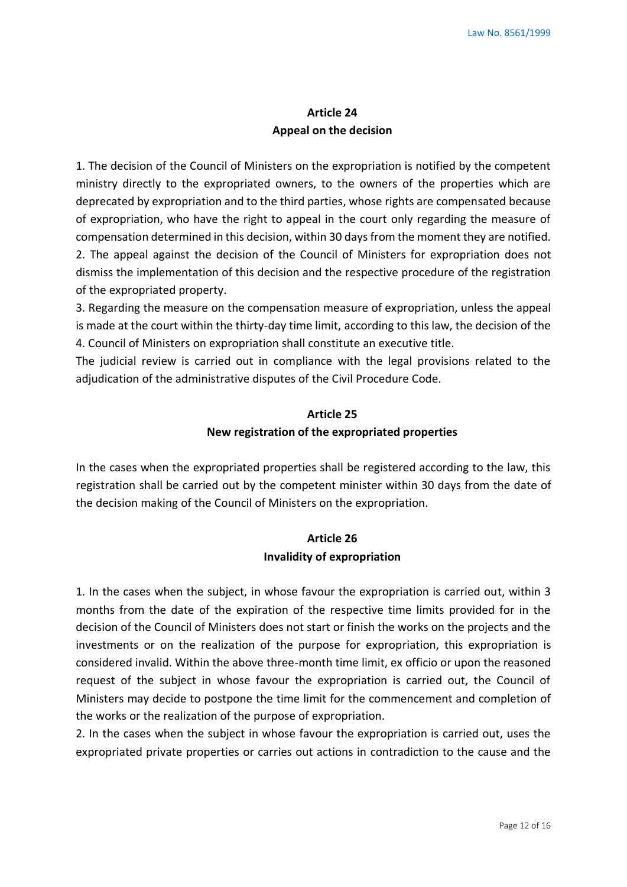## Article 24
## Appeal on the decision

1. The decision of the Council of Ministers on the expropriation is notified by the competent ministry directly to the expropriated owners, to the owners of the properties which are deprecated by expropriation and to the third parties, whose rights are compensated because of expropriation, who have the right to appeal in the court only regarding the measure of compensation determined in this decision, within 30 days from the moment they are notified.
2. The appeal against the decision of the Council of Ministers for expropriation does not dismiss the implementation of this decision and the respective procedure of the registration of the expropriated property.
3. Regarding the measure on the compensation measure of expropriation, unless the appeal is made at the court within the thirty-day time limit, according to this law, the decision of the
4. Council of Ministers on expropriation shall constitute an executive title.

The judicial review is carried out in compliance with the legal provisions related to the adjudication of the administrative disputes of the Civil Procedure Code.

## Article 25
## New registration of the expropriated properties

In the cases when the expropriated properties shall be registered according to the law, this registration shall be carried out by the competent minister within 30 days from the date of the decision making of the Council of Ministers on the expropriation.

## Article 26
## Invalidity of expropriation

1. In the cases when the subject, in whose favour the expropriation is carried out, within 3 months from the date of the expiration of the respective time limits provided for in the decision of the Council of Ministers does not start or finish the works on the projects and the investments or on the realization of the purpose for expropriation, this expropriation is considered invalid. Within the above three-month time limit, ex officio or upon the reasoned request of the subject in whose favour the expropriation is carried out, the Council of Ministers may decide to postpone the time limit for the commencement and completion of the works or the realization of the purpose of expropriation.
2. In the cases when the subject in whose favour the expropriation is carried out, uses the expropriated private properties or carries out actions in contradiction to the cause and the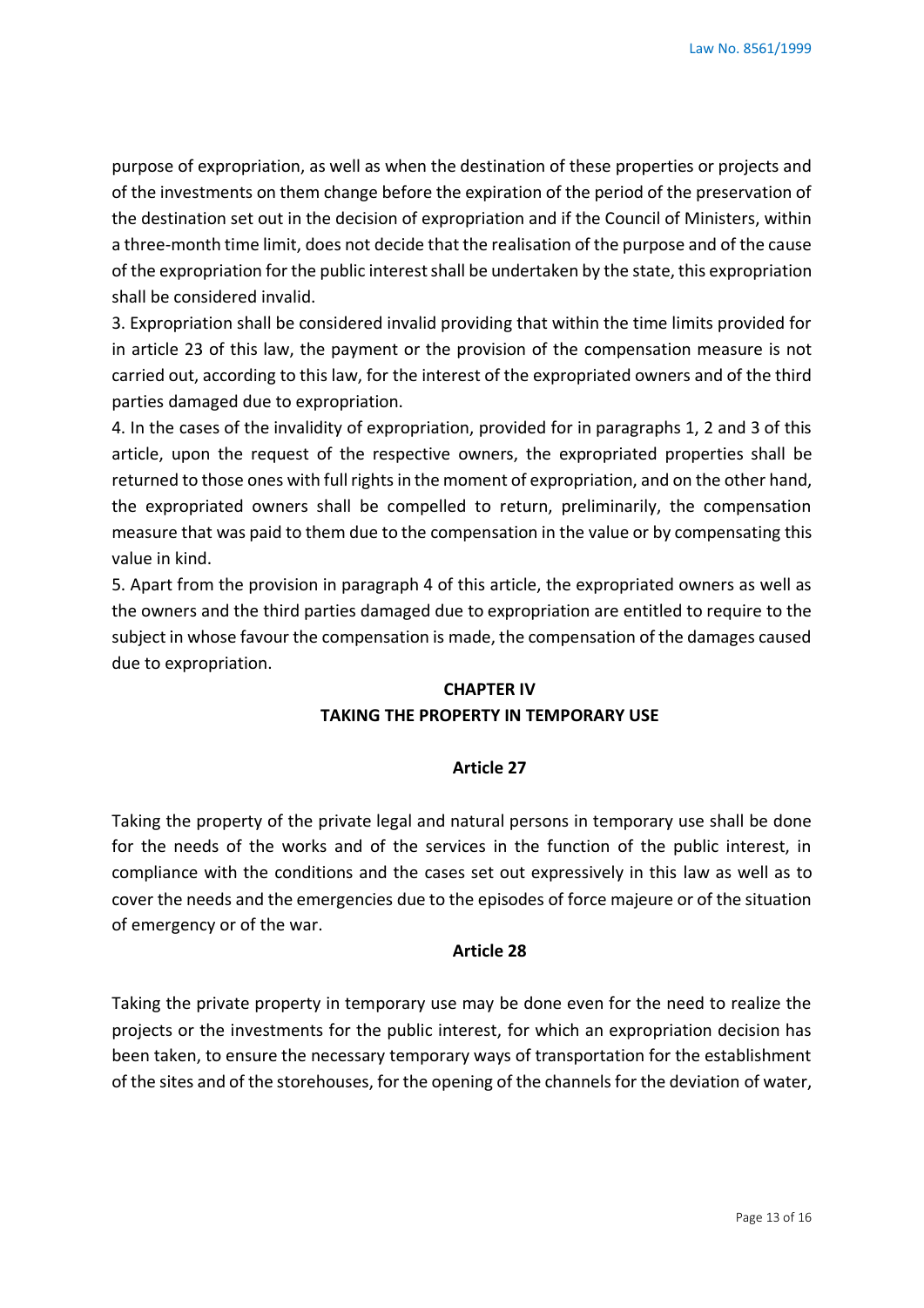purpose of expropriation, as well as when the destination of these properties or projects and of the investments on them change before the expiration of the period of the preservation of the destination set out in the decision of expropriation and if the Council of Ministers, within a three-month time limit, does not decide that the realisation of the purpose and of the cause of the expropriation for the public interest shall be undertaken by the state, this expropriation shall be considered invalid.

3. Expropriation shall be considered invalid providing that within the time limits provided for in article 23 of this law, the payment or the provision of the compensation measure is not carried out, according to this law, for the interest of the expropriated owners and of the third parties damaged due to expropriation.

4. In the cases of the invalidity of expropriation, provided for in paragraphs 1, 2 and 3 of this article, upon the request of the respective owners, the expropriated properties shall be returned to those ones with full rights in the moment of expropriation, and on the other hand, the expropriated owners shall be compelled to return, preliminarily, the compensation measure that was paid to them due to the compensation in the value or by compensating this value in kind.

5. Apart from the provision in paragraph 4 of this article, the expropriated owners as well as the owners and the third parties damaged due to expropriation are entitled to require to the subject in whose favour the compensation is made, the compensation of the damages caused due to expropriation.

## CHAPTER IV
## TAKING THE PROPERTY IN TEMPORARY USE

### Article 27

Taking the property of the private legal and natural persons in temporary use shall be done for the needs of the works and of the services in the function of the public interest, in compliance with the conditions and the cases set out expressively in this law as well as to cover the needs and the emergencies due to the episodes of force majeure or of the situation of emergency or of the war.

### Article 28

Taking the private property in temporary use may be done even for the need to realize the projects or the investments for the public interest, for which an expropriation decision has been taken, to ensure the necessary temporary ways of transportation for the establishment of the sites and of the storehouses, for the opening of the channels for the deviation of water,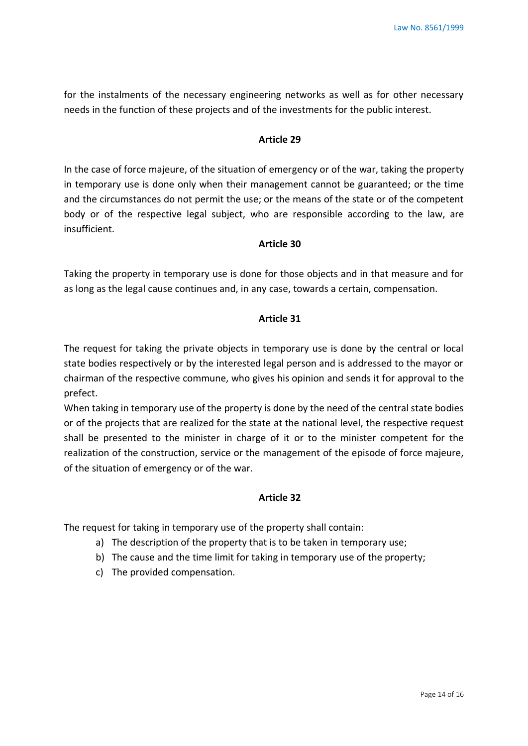for the instalments of the necessary engineering networks as well as for other necessary needs in the function of these projects and of the investments for the public interest.

**Article 29**

In the case of force majeure, of the situation of emergency or of the war, taking the property in temporary use is done only when their management cannot be guaranteed; or the time and the circumstances do not permit the use; or the means of the state or of the competent body or of the respective legal subject, who are responsible according to the law, are insufficient.

**Article 30**

Taking the property in temporary use is done for those objects and in that measure and for as long as the legal cause continues and, in any case, towards a certain, compensation.

**Article 31**

The request for taking the private objects in temporary use is done by the central or local state bodies respectively or by the interested legal person and is addressed to the mayor or chairman of the respective commune, who gives his opinion and sends it for approval to the prefect.

When taking in temporary use of the property is done by the need of the central state bodies or of the projects that are realized for the state at the national level, the respective request shall be presented to the minister in charge of it or to the minister competent for the realization of the construction, service or the management of the episode of force majeure, of the situation of emergency or of the war.

**Article 32**

The request for taking in temporary use of the property shall contain:

a) The description of the property that is to be taken in temporary use;
b) The cause and the time limit for taking in temporary use of the property;
c) The provided compensation.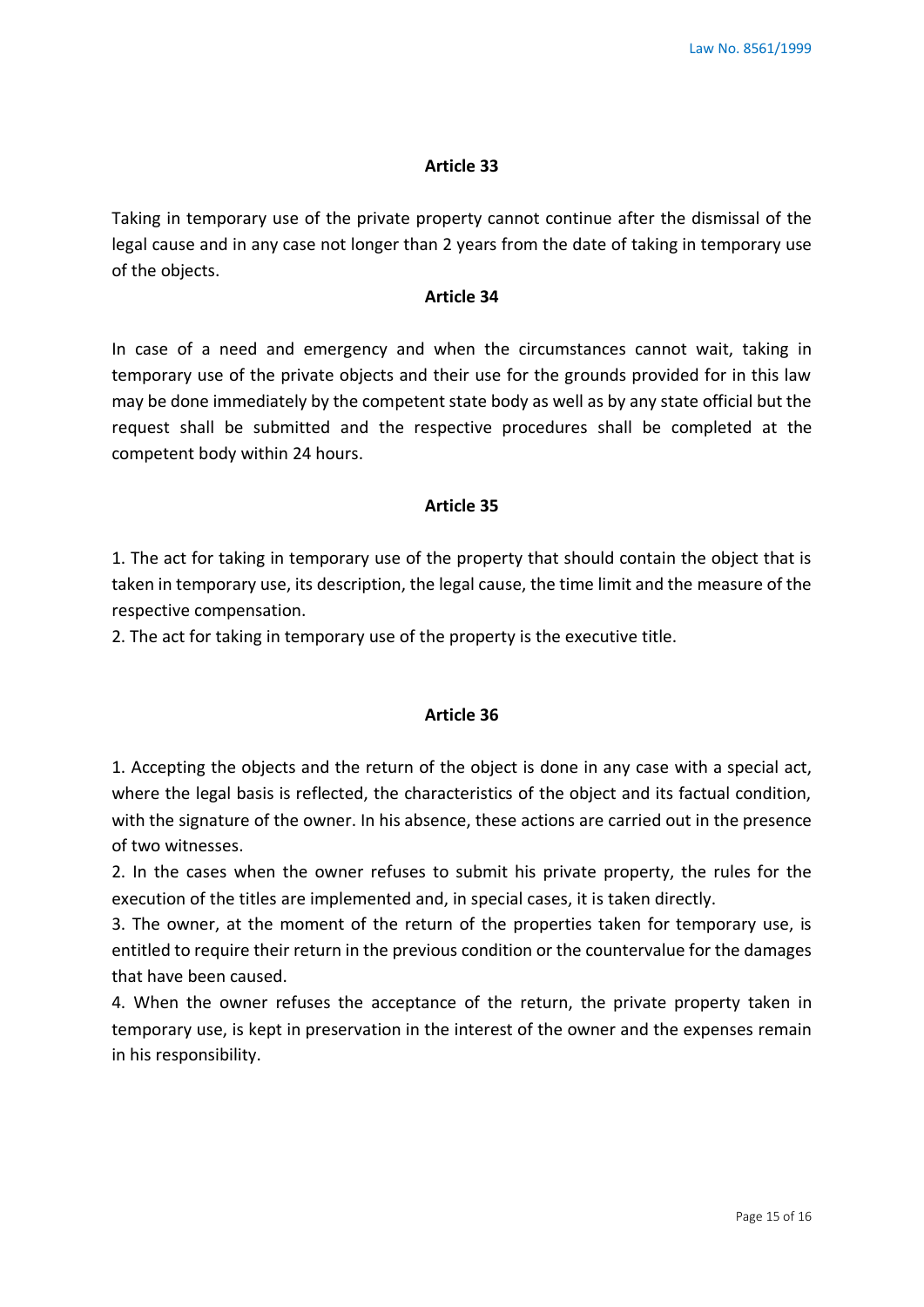### Article 33

Taking in temporary use of the private property cannot continue after the dismissal of the legal cause and in any case not longer than 2 years from the date of taking in temporary use of the objects.

### Article 34

In case of a need and emergency and when the circumstances cannot wait, taking in temporary use of the private objects and their use for the grounds provided for in this law may be done immediately by the competent state body as well as by any state official but the request shall be submitted and the respective procedures shall be completed at the competent body within 24 hours.

### Article 35

1. The act for taking in temporary use of the property that should contain the object that is taken in temporary use, its description, the legal cause, the time limit and the measure of the respective compensation.
2. The act for taking in temporary use of the property is the executive title.

### Article 36

1. Accepting the objects and the return of the object is done in any case with a special act, where the legal basis is reflected, the characteristics of the object and its factual condition, with the signature of the owner. In his absence, these actions are carried out in the presence of two witnesses.
2. In the cases when the owner refuses to submit his private property, the rules for the execution of the titles are implemented and, in special cases, it is taken directly.
3. The owner, at the moment of the return of the properties taken for temporary use, is entitled to require their return in the previous condition or the countervalue for the damages that have been caused.
4. When the owner refuses the acceptance of the return, the private property taken in temporary use, is kept in preservation in the interest of the owner and the expenses remain in his responsibility.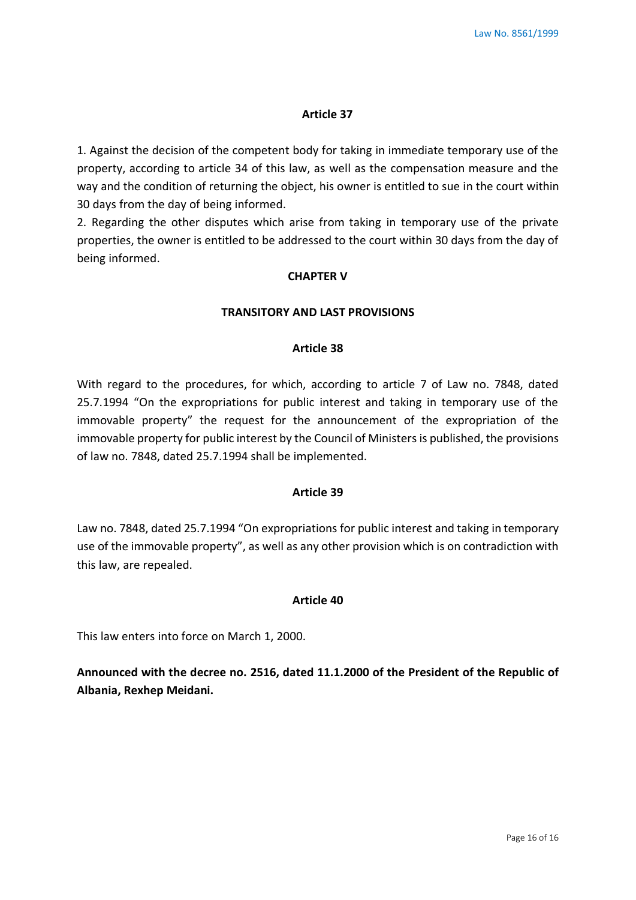### Article 37

1. Against the decision of the competent body for taking in immediate temporary use of the property, according to article 34 of this law, as well as the compensation measure and the way and the condition of returning the object, his owner is entitled to sue in the court within 30 days from the day of being informed.
2. Regarding the other disputes which arise from taking in temporary use of the private properties, the owner is entitled to be addressed to the court within 30 days from the day of being informed.

## CHAPTER V

## TRANSITORY AND LAST PROVISIONS

### Article 38

With regard to the procedures, for which, according to article 7 of Law no. 7848, dated 25.7.1994 "On the expropriations for public interest and taking in temporary use of the immovable property" the request for the announcement of the expropriation of the immovable property for public interest by the Council of Ministers is published, the provisions of law no. 7848, dated 25.7.1994 shall be implemented.

### Article 39

Law no. 7848, dated 25.7.1994 "On expropriations for public interest and taking in temporary use of the immovable property", as well as any other provision which is on contradiction with this law, are repealed.

### Article 40

This law enters into force on March 1, 2000.

**Announced with the decree no. 2516, dated 11.1.2000 of the President of the Republic of Albania, Rexhep Meidani.**